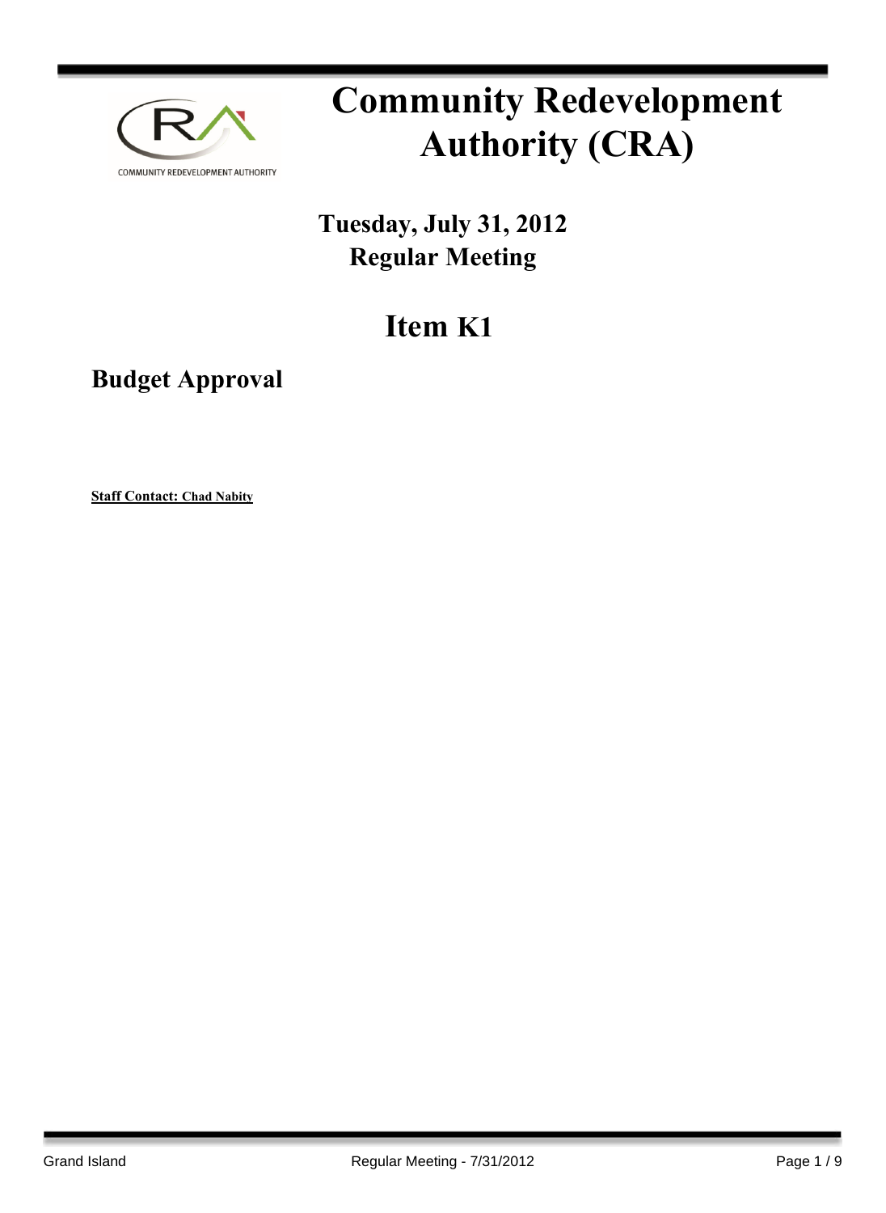# Community Redevelopment Authority (CRA)

## Tuesday, July 31, 2012
## Regular Meeting

# Item K1

## Budget Approval

**Staff Contact: Chad Nabity**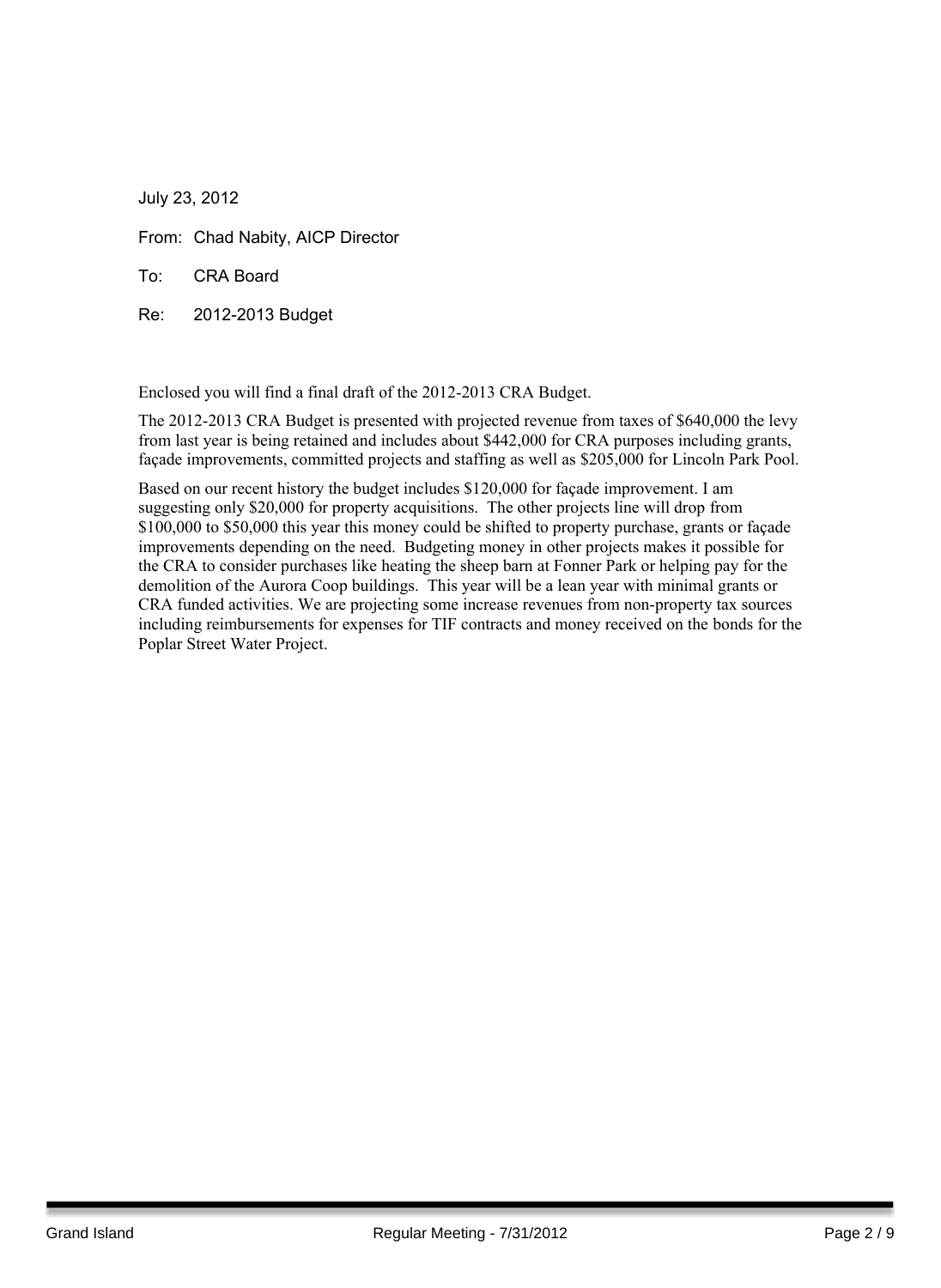July 23, 2012

From: Chad Nabity, AICP Director

To: CRA Board

Re: 2012-2013 Budget

Enclosed you will find a final draft of the 2012-2013 CRA Budget.

The 2012-2013 CRA Budget is presented with projected revenue from taxes of $640,000 the levy from last year is being retained and includes about $442,000 for CRA purposes including grants, façade improvements, committed projects and staffing as well as $205,000 for Lincoln Park Pool.

Based on our recent history the budget includes $120,000 for façade improvement. I am suggesting only $20,000 for property acquisitions. The other projects line will drop from $100,000 to $50,000 this year this money could be shifted to property purchase, grants or façade improvements depending on the need. Budgeting money in other projects makes it possible for the CRA to consider purchases like heating the sheep barn at Fonner Park or helping pay for the demolition of the Aurora Coop buildings. This year will be a lean year with minimal grants or CRA funded activities. We are projecting some increase revenues from non-property tax sources including reimbursements for expenses for TIF contracts and money received on the bonds for the Poplar Street Water Project.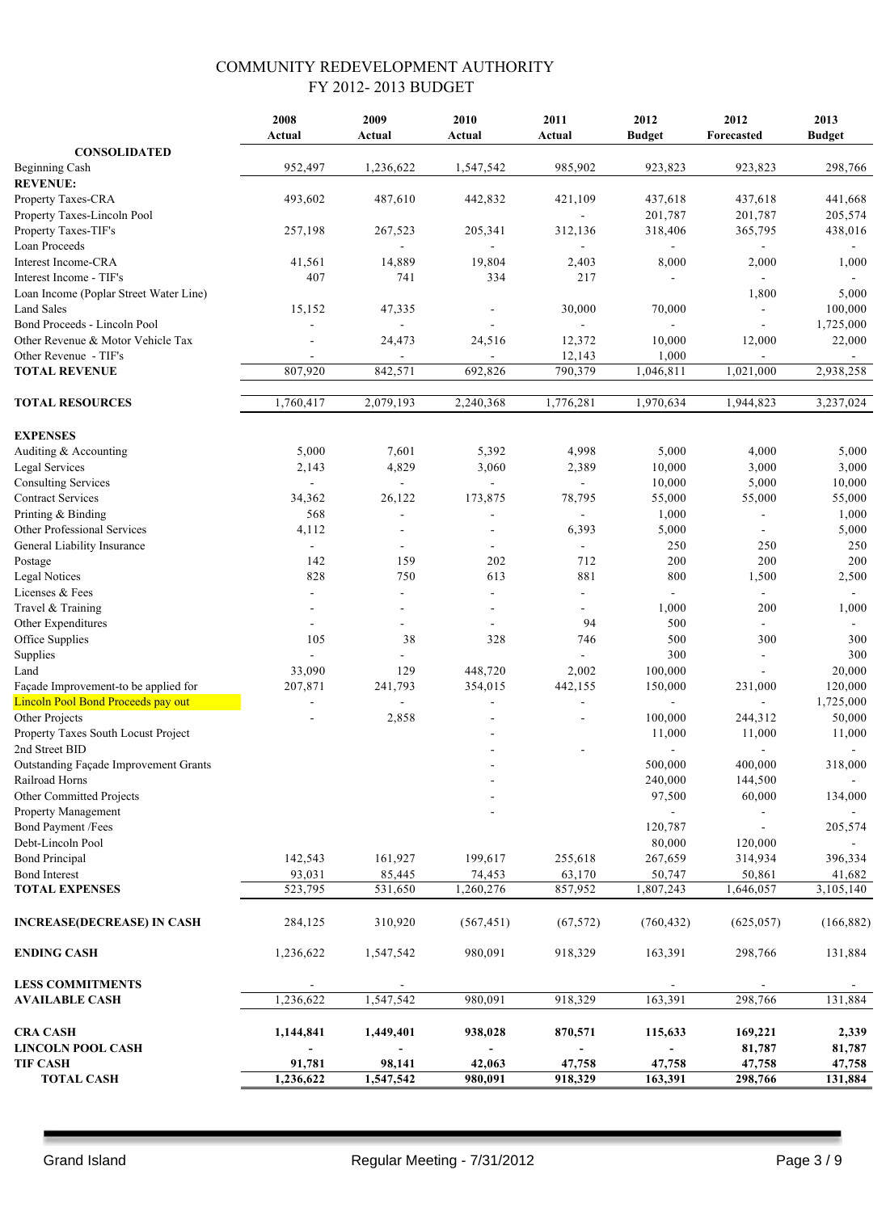# COMMUNITY REDEVELOPMENT AUTHORITY
## FY 2012- 2013 BUDGET

| | 2008 Actual | 2009 Actual | 2010 Actual | 2011 Actual | 2012 Budget | 2012 Forecasted | 2013 Budget |
|---|---|---|---|---|---|---|---|
| **CONSOLIDATED** | | | | | | | |
| Beginning Cash | 952,497 | 1,236,622 | 1,547,542 | 985,902 | 923,823 | 923,823 | 298,766 |
| **REVENUE:** | | | | | | | |
| Property Taxes-CRA | 493,602 | 487,610 | 442,832 | 421,109 | 437,618 | 437,618 | 441,668 |
| Property Taxes-Lincoln Pool | | | | - | 201,787 | 201,787 | 205,574 |
| Property Taxes-TIF's | 257,198 | 267,523 | 205,341 | 312,136 | 318,406 | 365,795 | 438,016 |
| Loan Proceeds | | - | - | - | - | - | - |
| Interest Income-CRA | 41,561 | 14,889 | 19,804 | 2,403 | 8,000 | 2,000 | 1,000 |
| Interest Income - TIF's | 407 | 741 | 334 | 217 | - | - | - |
| Loan Income (Poplar Street Water Line) | | | | | | 1,800 | 5,000 |
| Land Sales | 15,152 | 47,335 | - | 30,000 | 70,000 | - | 100,000 |
| Bond Proceeds - Lincoln Pool | - | - | - | - | - | - | 1,725,000 |
| Other Revenue & Motor Vehicle Tax | - | 24,473 | 24,516 | 12,372 | 10,000 | 12,000 | 22,000 |
| Other Revenue - TIF's | - | - | - | 12,143 | 1,000 | - | - |
| **TOTAL REVENUE** | 807,920 | 842,571 | 692,826 | 790,379 | 1,046,811 | 1,021,000 | 2,938,258 |
| **TOTAL RESOURCES** | 1,760,417 | 2,079,193 | 2,240,368 | 1,776,281 | 1,970,634 | 1,944,823 | 3,237,024 |
| **EXPENSES** | | | | | | | |
| Auditing & Accounting | 5,000 | 7,601 | 5,392 | 4,998 | 5,000 | 4,000 | 5,000 |
| Legal Services | 2,143 | 4,829 | 3,060 | 2,389 | 10,000 | 3,000 | 3,000 |
| Consulting Services | - | - | - | - | 10,000 | 5,000 | 10,000 |
| Contract Services | 34,362 | 26,122 | 173,875 | 78,795 | 55,000 | 55,000 | 55,000 |
| Printing & Binding | 568 | - | - | - | 1,000 | - | 1,000 |
| Other Professional Services | 4,112 | - | - | 6,393 | 5,000 | - | 5,000 |
| General Liability Insurance | - | - | - | - | 250 | 250 | 250 |
| Postage | 142 | 159 | 202 | 712 | 200 | 200 | 200 |
| Legal Notices | 828 | 750 | 613 | 881 | 800 | 1,500 | 2,500 |
| Licenses & Fees | - | - | - | - | - | - | - |
| Travel & Training | - | - | - | - | 1,000 | 200 | 1,000 |
| Other Expenditures | - | - | - | 94 | 500 | - | - |
| Office Supplies | 105 | 38 | 328 | 746 | 500 | 300 | 300 |
| Supplies | - | - | | - | 300 | - | 300 |
| Land | 33,090 | 129 | 448,720 | 2,002 | 100,000 | - | 20,000 |
| Façade Improvement-to be applied for | 207,871 | 241,793 | 354,015 | 442,155 | 150,000 | 231,000 | 120,000 |
| Lincoln Pool Bond Proceeds pay out | - | - | - | - | - | - | 1,725,000 |
| Other Projects | - | 2,858 | - | - | 100,000 | 244,312 | 50,000 |
| Property Taxes South Locust Project | | | - | | 11,000 | 11,000 | 11,000 |
| 2nd Street BID | | | - | - | - | - | - |
| Outstanding Façade Improvement Grants | | | - | | 500,000 | 400,000 | 318,000 |
| Railroad Horns | | | - | | 240,000 | 144,500 | - |
| Other Committed Projects | | | - | | 97,500 | 60,000 | 134,000 |
| Property Management | | | - | | - | - | - |
| Bond Payment /Fees | | | | | 120,787 | - | 205,574 |
| Debt-Lincoln Pool | | | | | 80,000 | 120,000 | - |
| Bond Principal | 142,543 | 161,927 | 199,617 | 255,618 | 267,659 | 314,934 | 396,334 |
| Bond Interest | 93,031 | 85,445 | 74,453 | 63,170 | 50,747 | 50,861 | 41,682 |
| **TOTAL EXPENSES** | 523,795 | 531,650 | 1,260,276 | 857,952 | 1,807,243 | 1,646,057 | 3,105,140 |
| **INCREASE(DECREASE) IN CASH** | 284,125 | 310,920 | (567,451) | (67,572) | (760,432) | (625,057) | (166,882) |
| **ENDING CASH** | 1,236,622 | 1,547,542 | 980,091 | 918,329 | 163,391 | 298,766 | 131,884 |
| **LESS COMMITMENTS** | - | - | | | - | - | - |
| **AVAILABLE CASH** | 1,236,622 | 1,547,542 | 980,091 | 918,329 | 163,391 | 298,766 | 131,884 |
| **CRA CASH** | **1,144,841** | **1,449,401** | **938,028** | **870,571** | **115,633** | **169,221** | **2,339** |
| **LINCOLN POOL CASH** | **-** | **-** | **-** | **-** | **-** | **81,787** | **81,787** |
| **TIF CASH** | **91,781** | **98,141** | **42,063** | **47,758** | **47,758** | **47,758** | **47,758** |
| **TOTAL CASH** | **1,236,622** | **1,547,542** | **980,091** | **918,329** | **163,391** | **298,766** | **131,884** |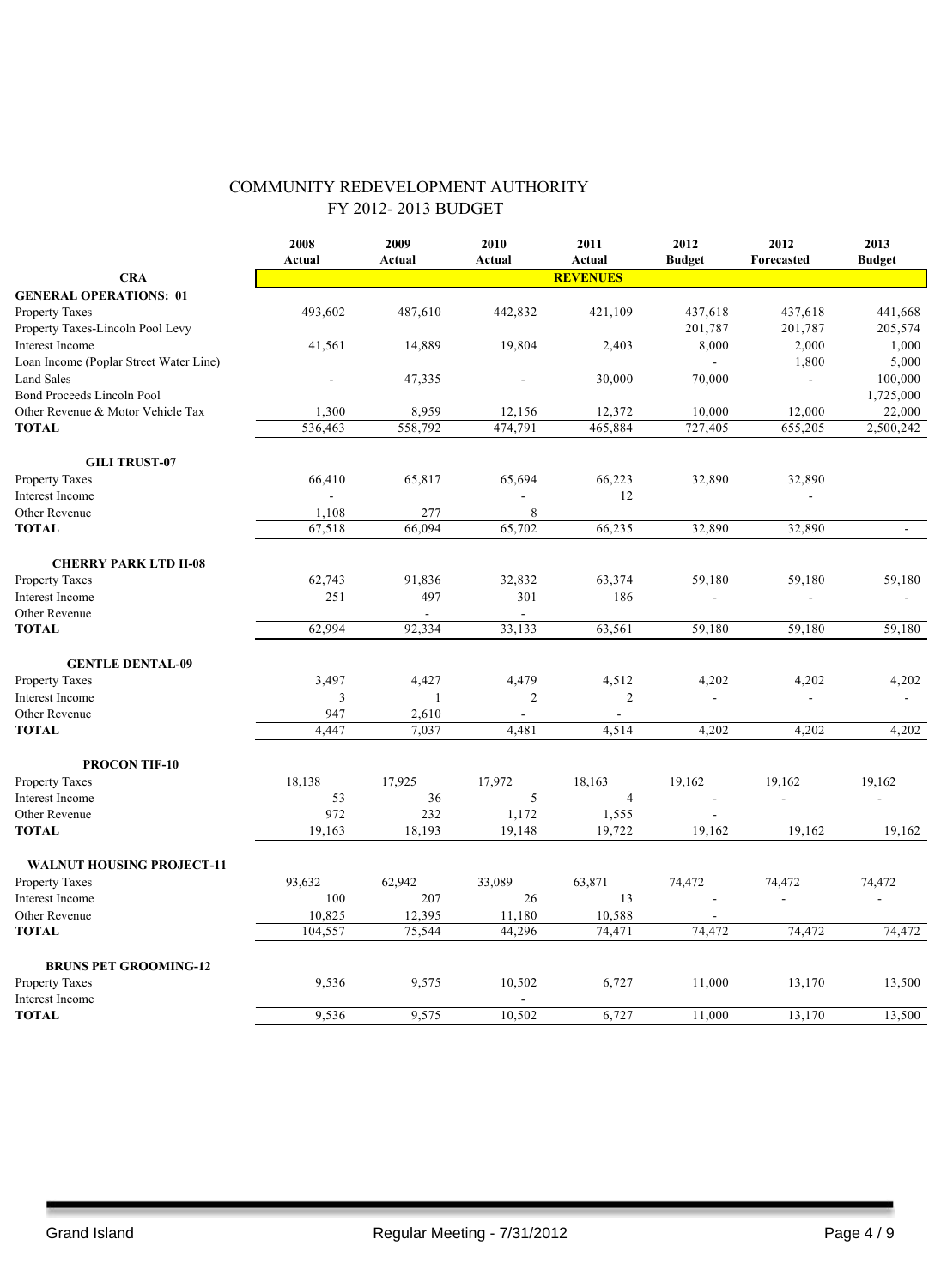# COMMUNITY REDEVELOPMENT AUTHORITY
## FY 2012- 2013 BUDGET

| CRA | 2008 Actual | 2009 Actual | 2010 Actual | 2011 Actual | 2012 Budget | 2012 Forecasted | 2013 Budget |
|---|---|---|---|---|---|---|---|
| | | | | **REVENUES** | | | |
| **GENERAL OPERATIONS: 01** | | | | | | | |
| Property Taxes | 493,602 | 487,610 | 442,832 | 421,109 | 437,618 | 437,618 | 441,668 |
| Property Taxes-Lincoln Pool Levy | | | | | 201,787 | 201,787 | 205,574 |
| Interest Income | 41,561 | 14,889 | 19,804 | 2,403 | 8,000 | 2,000 | 1,000 |
| Loan Income (Poplar Street Water Line) | | | | | - | 1,800 | 5,000 |
| Land Sales | - | 47,335 | - | 30,000 | 70,000 | - | 100,000 |
| Bond Proceeds Lincoln Pool | | | | | | | 1,725,000 |
| Other Revenue & Motor Vehicle Tax | 1,300 | 8,959 | 12,156 | 12,372 | 10,000 | 12,000 | 22,000 |
| **TOTAL** | 536,463 | 558,792 | 474,791 | 465,884 | 727,405 | 655,205 | 2,500,242 |
| | | | | | | | |
| **GILI TRUST-07** | | | | | | | |
| Property Taxes | 66,410 | 65,817 | 65,694 | 66,223 | 32,890 | 32,890 | |
| Interest Income | - | | - | 12 | | - | |
| Other Revenue | 1,108 | 277 | 8 | | | | |
| **TOTAL** | 67,518 | 66,094 | 65,702 | 66,235 | 32,890 | 32,890 | - |
| | | | | | | | |
| **CHERRY PARK LTD II-08** | | | | | | | |
| Property Taxes | 62,743 | 91,836 | 32,832 | 63,374 | 59,180 | 59,180 | 59,180 |
| Interest Income | 251 | 497 | 301 | 186 | - | - | - |
| Other Revenue | | - | - | | | | |
| **TOTAL** | 62,994 | 92,334 | 33,133 | 63,561 | 59,180 | 59,180 | 59,180 |
| | | | | | | | |
| **GENTLE DENTAL-09** | | | | | | | |
| Property Taxes | 3,497 | 4,427 | 4,479 | 4,512 | 4,202 | 4,202 | 4,202 |
| Interest Income | 3 | 1 | 2 | 2 | - | - | - |
| Other Revenue | 947 | 2,610 | - | - | | | |
| **TOTAL** | 4,447 | 7,037 | 4,481 | 4,514 | 4,202 | 4,202 | 4,202 |
| | | | | | | | |
| **PROCON TIF-10** | | | | | | | |
| Property Taxes | 18,138 | 17,925 | 17,972 | 18,163 | 19,162 | 19,162 | 19,162 |
| Interest Income | 53 | 36 | 5 | 4 | - | - | - |
| Other Revenue | 972 | 232 | 1,172 | 1,555 | - | | |
| **TOTAL** | 19,163 | 18,193 | 19,148 | 19,722 | 19,162 | 19,162 | 19,162 |
| | | | | | | | |
| **WALNUT HOUSING PROJECT-11** | | | | | | | |
| Property Taxes | 93,632 | 62,942 | 33,089 | 63,871 | 74,472 | 74,472 | 74,472 |
| Interest Income | 100 | 207 | 26 | 13 | - | - | - |
| Other Revenue | 10,825 | 12,395 | 11,180 | 10,588 | - | | |
| **TOTAL** | 104,557 | 75,544 | 44,296 | 74,471 | 74,472 | 74,472 | 74,472 |
| | | | | | | | |
| **BRUNS PET GROOMING-12** | | | | | | | |
| Property Taxes | 9,536 | 9,575 | 10,502 | 6,727 | 11,000 | 13,170 | 13,500 |
| Interest Income | | | - | | | | |
| **TOTAL** | 9,536 | 9,575 | 10,502 | 6,727 | 11,000 | 13,170 | 13,500 |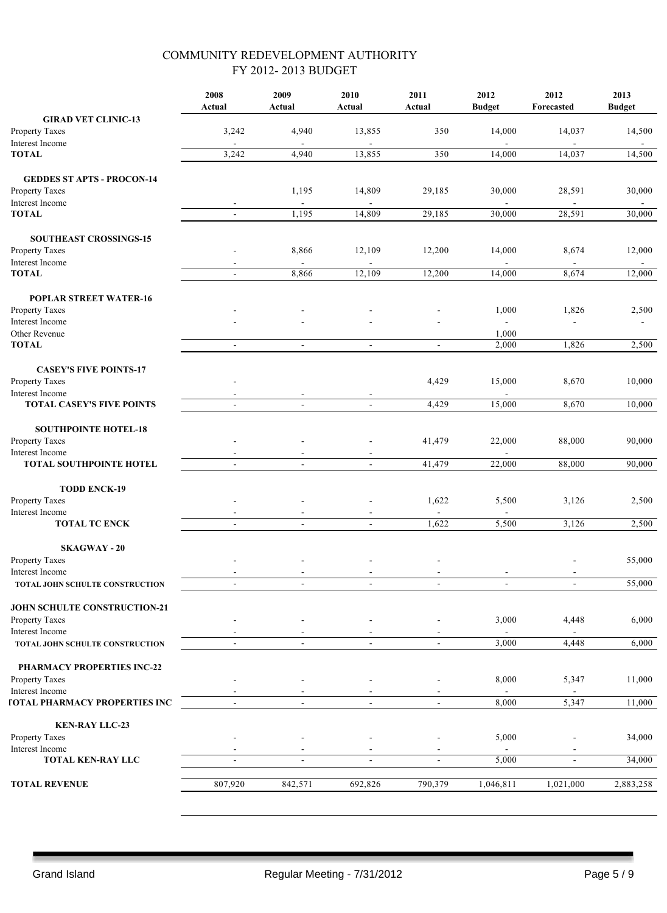COMMUNITY REDEVELOPMENT AUTHORITY
FY 2012- 2013 BUDGET

| | 2008 Actual | 2009 Actual | 2010 Actual | 2011 Actual | 2012 Budget | 2012 Forecasted | 2013 Budget |
|---|---|---|---|---|---|---|---|
| **GIRAD VET CLINIC-13** | | | | | | | |
| Property Taxes | 3,242 | 4,940 | 13,855 | 350 | 14,000 | 14,037 | 14,500 |
| Interest Income | - | - | - | | - | - | - |
| **TOTAL** | 3,242 | 4,940 | 13,855 | 350 | 14,000 | 14,037 | 14,500 |
| **GEDDES ST APTS - PROCON-14** | | | | | | | |
| Property Taxes | | 1,195 | 14,809 | 29,185 | 30,000 | 28,591 | 30,000 |
| Interest Income | - | - | - | | - | - | - |
| **TOTAL** | - | 1,195 | 14,809 | 29,185 | 30,000 | 28,591 | 30,000 |
| **SOUTHEAST CROSSINGS-15** | | | | | | | |
| Property Taxes | - | 8,866 | 12,109 | 12,200 | 14,000 | 8,674 | 12,000 |
| Interest Income | - | - | - | | - | - | - |
| **TOTAL** | - | 8,866 | 12,109 | 12,200 | 14,000 | 8,674 | 12,000 |
| **POPLAR STREET WATER-16** | | | | | | | |
| Property Taxes | - | - | - | - | 1,000 | 1,826 | 2,500 |
| Interest Income | - | - | - | - | - | - | - |
| Other Revenue | | | | | 1,000 | | |
| **TOTAL** | - | - | - | - | 2,000 | 1,826 | 2,500 |
| **CASEY'S FIVE POINTS-17** | | | | | | | |
| Property Taxes | - | | | 4,429 | 15,000 | 8,670 | 10,000 |
| Interest Income | - | - | - | | - | | |
| **TOTAL CASEY'S FIVE POINTS** | - | - | - | 4,429 | 15,000 | 8,670 | 10,000 |
| **SOUTHPOINTE HOTEL-18** | | | | | | | |
| Property Taxes | - | - | - | 41,479 | 22,000 | 88,000 | 90,000 |
| Interest Income | - | - | - | | - | | |
| **TOTAL SOUTHPOINTE HOTEL** | - | - | - | 41,479 | 22,000 | 88,000 | 90,000 |
| **TODD ENCK-19** | | | | | | | |
| Property Taxes | - | - | - | 1,622 | 5,500 | 3,126 | 2,500 |
| Interest Income | - | - | - | - | - | | |
| **TOTAL TC ENCK** | - | - | - | 1,622 | 5,500 | 3,126 | 2,500 |
| **SKAGWAY - 20** | | | | | | | |
| Property Taxes | - | - | - | - | | - | 55,000 |
| Interest Income | - | - | - | - | - | - | |
| **TOTAL JOHN SCHULTE CONSTRUCTION** | - | - | - | - | - | - | 55,000 |
| **JOHN SCHULTE CONSTRUCTION-21** | | | | | | | |
| Property Taxes | - | - | - | - | 3,000 | 4,448 | 6,000 |
| Interest Income | - | - | - | - | - | - | |
| **TOTAL JOHN SCHULTE CONSTRUCTION** | - | - | - | - | 3,000 | 4,448 | 6,000 |
| **PHARMACY PROPERTIES INC-22** | | | | | | | |
| Property Taxes | - | - | - | - | 8,000 | 5,347 | 11,000 |
| Interest Income | - | - | - | - | - | - | |
| **TOTAL PHARMACY PROPERTIES INC** | - | - | - | - | 8,000 | 5,347 | 11,000 |
| **KEN-RAY LLC-23** | | | | | | | |
| Property Taxes | - | - | - | - | 5,000 | - | 34,000 |
| Interest Income | - | - | - | - | - | - | |
| **TOTAL KEN-RAY LLC** | - | - | - | - | 5,000 | - | 34,000 |
| **TOTAL REVENUE** | 807,920 | 842,571 | 692,826 | 790,379 | 1,046,811 | 1,021,000 | 2,883,258 |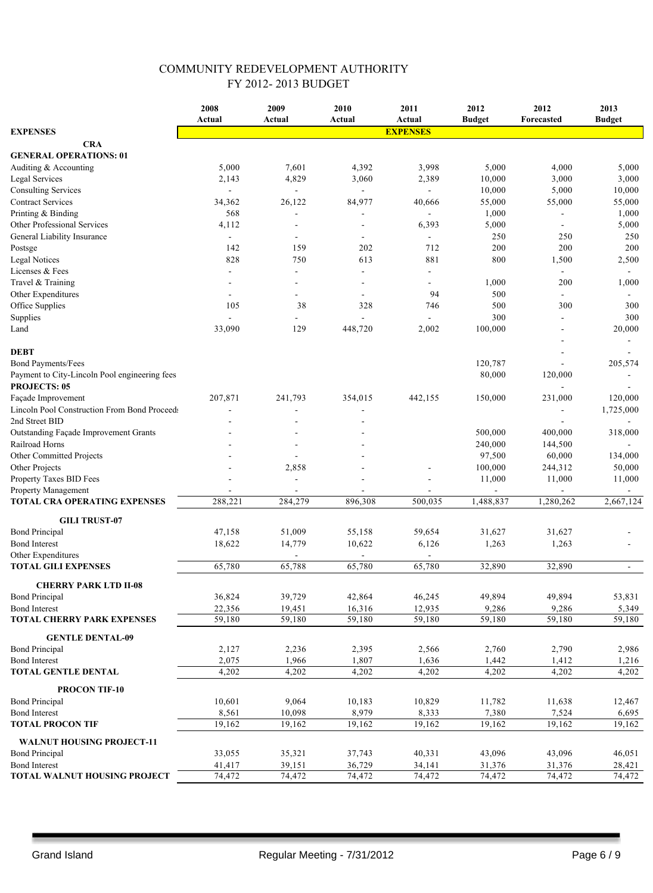# COMMUNITY REDEVELOPMENT AUTHORITY
## FY 2012- 2013 BUDGET

| | 2008 Actual | 2009 Actual | 2010 Actual | 2011 Actual | 2012 Budget | 2012 Forecasted | 2013 Budget |
|---|---|---|---|---|---|---|---|
| **EXPENSES** | | | | **EXPENSES** | | | |
| **CRA** | | | | | | | |
| **GENERAL OPERATIONS: 01** | | | | | | | |
| Auditing & Accounting | 5,000 | 7,601 | 4,392 | 3,998 | 5,000 | 4,000 | 5,000 |
| Legal Services | 2,143 | 4,829 | 3,060 | 2,389 | 10,000 | 3,000 | 3,000 |
| Consulting Services | - | - | - | - | 10,000 | 5,000 | 10,000 |
| Contract Services | 34,362 | 26,122 | 84,977 | 40,666 | 55,000 | 55,000 | 55,000 |
| Printing & Binding | 568 | - | - | - | 1,000 | - | 1,000 |
| Other Professional Services | 4,112 | - | - | 6,393 | 5,000 | - | 5,000 |
| General Liability Insurance | - | - | - | - | 250 | 250 | 250 |
| Postsge | 142 | 159 | 202 | 712 | 200 | 200 | 200 |
| Legal Notices | 828 | 750 | 613 | 881 | 800 | 1,500 | 2,500 |
| Licenses & Fees | - | - | - | - | | - | - |
| Travel & Training | - | - | - | - | 1,000 | 200 | 1,000 |
| Other Expenditures | - | - | - | 94 | 500 | - | - |
| Office Supplies | 105 | 38 | 328 | 746 | 500 | 300 | 300 |
| Supplies | - | - | - | - | 300 | - | 300 |
| Land | 33,090 | 129 | 448,720 | 2,002 | 100,000 | - | 20,000 |
| | | | | | | - | - |
| **DEBT** | | | | | | - | - |
| Bond Payments/Fees | | | | | 120,787 | - | 205,574 |
| Payment to City-Lincoln Pool engineering fees | | | | | 80,000 | 120,000 | - |
| **PROJECTS: 05** | | | | | | - | - |
| Façade Improvement | 207,871 | 241,793 | 354,015 | 442,155 | 150,000 | 231,000 | 120,000 |
| Lincoln Pool Construction From Bond Proceeds | - | - | - | | | - | 1,725,000 |
| 2nd Street BID | - | - | - | | | - | - |
| Outstanding Façade Improvement Grants | - | - | - | | 500,000 | 400,000 | 318,000 |
| Railroad Horns | - | - | - | | 240,000 | 144,500 | - |
| Other Committed Projects | - | - | - | | 97,500 | 60,000 | 134,000 |
| Other Projects | - | 2,858 | - | - | 100,000 | 244,312 | 50,000 |
| Property Taxes BID Fees | - | - | - | - | 11,000 | 11,000 | 11,000 |
| Property Management | - | - | - | - | - | - | - |
| **TOTAL CRA OPERATING EXPENSES** | 288,221 | 284,279 | 896,308 | 500,035 | 1,488,837 | 1,280,262 | 2,667,124 |
| **GILI TRUST-07** | | | | | | | |
| Bond Principal | 47,158 | 51,009 | 55,158 | 59,654 | 31,627 | 31,627 | - |
| Bond Interest | 18,622 | 14,779 | 10,622 | 6,126 | 1,263 | 1,263 | - |
| Other Expenditures | | - | - | - | | | |
| **TOTAL GILI EXPENSES** | 65,780 | 65,788 | 65,780 | 65,780 | 32,890 | 32,890 | - |
| **CHERRY PARK LTD II-08** | | | | | | | |
| Bond Principal | 36,824 | 39,729 | 42,864 | 46,245 | 49,894 | 49,894 | 53,831 |
| Bond Interest | 22,356 | 19,451 | 16,316 | 12,935 | 9,286 | 9,286 | 5,349 |
| **TOTAL CHERRY PARK EXPENSES** | 59,180 | 59,180 | 59,180 | 59,180 | 59,180 | 59,180 | 59,180 |
| **GENTLE DENTAL-09** | | | | | | | |
| Bond Principal | 2,127 | 2,236 | 2,395 | 2,566 | 2,760 | 2,790 | 2,986 |
| Bond Interest | 2,075 | 1,966 | 1,807 | 1,636 | 1,442 | 1,412 | 1,216 |
| **TOTAL GENTLE DENTAL** | 4,202 | 4,202 | 4,202 | 4,202 | 4,202 | 4,202 | 4,202 |
| **PROCON TIF-10** | | | | | | | |
| Bond Principal | 10,601 | 9,064 | 10,183 | 10,829 | 11,782 | 11,638 | 12,467 |
| Bond Interest | 8,561 | 10,098 | 8,979 | 8,333 | 7,380 | 7,524 | 6,695 |
| **TOTAL PROCON TIF** | 19,162 | 19,162 | 19,162 | 19,162 | 19,162 | 19,162 | 19,162 |
| **WALNUT HOUSING PROJECT-11** | | | | | | | |
| Bond Principal | 33,055 | 35,321 | 37,743 | 40,331 | 43,096 | 43,096 | 46,051 |
| Bond Interest | 41,417 | 39,151 | 36,729 | 34,141 | 31,376 | 31,376 | 28,421 |
| **TOTAL WALNUT HOUSING PROJECT** | 74,472 | 74,472 | 74,472 | 74,472 | 74,472 | 74,472 | 74,472 |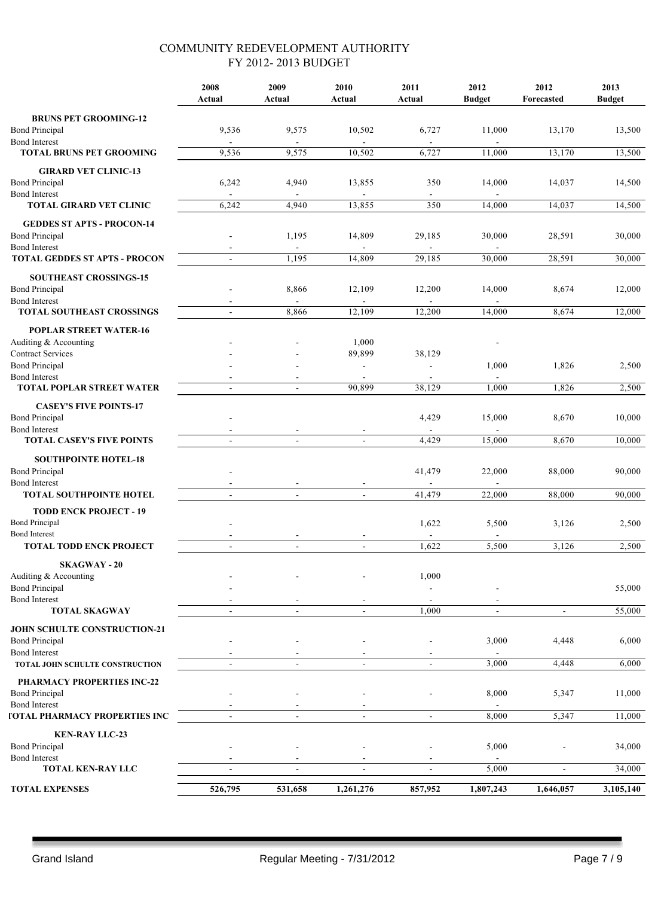# COMMUNITY REDEVELOPMENT AUTHORITY
## FY 2012- 2013 BUDGET

| | 2008 Actual | 2009 Actual | 2010 Actual | 2011 Actual | 2012 Budget | 2012 Forecasted | 2013 Budget |
|---|---|---|---|---|---|---|---|
| **BRUNS PET GROOMING-12** | | | | | | | |
| Bond Principal | 9,536 | 9,575 | 10,502 | 6,727 | 11,000 | 13,170 | 13,500 |
| Bond Interest | - | - | - | - | - | | |
| **TOTAL BRUNS PET GROOMING** | 9,536 | 9,575 | 10,502 | 6,727 | 11,000 | 13,170 | 13,500 |
| **GIRARD VET CLINIC-13** | | | | | | | |
| Bond Principal | 6,242 | 4,940 | 13,855 | 350 | 14,000 | 14,037 | 14,500 |
| Bond Interest | - | - | - | - | - | | |
| **TOTAL GIRARD VET CLINIC** | 6,242 | 4,940 | 13,855 | 350 | 14,000 | 14,037 | 14,500 |
| **GEDDES ST APTS - PROCON-14** | | | | | | | |
| Bond Principal | - | 1,195 | 14,809 | 29,185 | 30,000 | 28,591 | 30,000 |
| Bond Interest | - | - | - | - | - | | |
| **TOTAL GEDDES ST APTS - PROCON** | - | 1,195 | 14,809 | 29,185 | 30,000 | 28,591 | 30,000 |
| **SOUTHEAST CROSSINGS-15** | | | | | | | |
| Bond Principal | - | 8,866 | 12,109 | 12,200 | 14,000 | 8,674 | 12,000 |
| Bond Interest | - | - | - | - | - | | |
| **TOTAL SOUTHEAST CROSSINGS** | - | 8,866 | 12,109 | 12,200 | 14,000 | 8,674 | 12,000 |
| **POPLAR STREET WATER-16** | | | | | | | |
| Auditing & Accounting | - | - | 1,000 | | - | | |
| Contract Services | - | - | 89,899 | 38,129 | | | |
| Bond Principal | - | - | - | - | 1,000 | 1,826 | 2,500 |
| Bond Interest | - | - | - | - | - | | |
| **TOTAL POPLAR STREET WATER** | - | - | 90,899 | 38,129 | 1,000 | 1,826 | 2,500 |
| **CASEY'S FIVE POINTS-17** | | | | | | | |
| Bond Principal | - | | | 4,429 | 15,000 | 8,670 | 10,000 |
| Bond Interest | - | - | - | - | - | | |
| **TOTAL CASEY'S FIVE POINTS** | - | - | - | 4,429 | 15,000 | 8,670 | 10,000 |
| **SOUTHPOINTE HOTEL-18** | | | | | | | |
| Bond Principal | - | | | 41,479 | 22,000 | 88,000 | 90,000 |
| Bond Interest | - | - | - | - | - | | |
| **TOTAL SOUTHPOINTE HOTEL** | - | - | - | 41,479 | 22,000 | 88,000 | 90,000 |
| **TODD ENCK PROJECT - 19** | | | | | | | |
| Bond Principal | - | | | 1,622 | 5,500 | 3,126 | 2,500 |
| Bond Interest | - | - | - | - | - | | |
| **TOTAL TODD ENCK PROJECT** | - | - | - | 1,622 | 5,500 | 3,126 | 2,500 |
| **SKAGWAY - 20** | | | | | | | |
| Auditing & Accounting | - | - | - | 1,000 | | | |
| Bond Principal | - | | | - | - | | 55,000 |
| Bond Interest | - | - | - | - | - | | |
| **TOTAL SKAGWAY** | - | - | - | 1,000 | - | - | 55,000 |
| **JOHN SCHULTE CONSTRUCTION-21** | | | | | | | |
| Bond Principal | - | - | - | - | 3,000 | 4,448 | 6,000 |
| Bond Interest | - | - | - | - | - | | |
| **TOTAL JOHN SCHULTE CONSTRUCTION** | - | - | - | - | 3,000 | 4,448 | 6,000 |
| **PHARMACY PROPERTIES INC-22** | | | | | | | |
| Bond Principal | - | - | - | - | 8,000 | 5,347 | 11,000 |
| Bond Interest | - | - | - | | - | | |
| **TOTAL PHARMACY PROPERTIES INC** | - | - | - | - | 8,000 | 5,347 | 11,000 |
| **KEN-RAY LLC-23** | | | | | | | |
| Bond Principal | - | - | - | - | 5,000 | - | 34,000 |
| Bond Interest | - | - | - | - | - | | |
| **TOTAL KEN-RAY LLC** | - | - | - | - | 5,000 | - | 34,000 |
| **TOTAL EXPENSES** | **526,795** | **531,658** | **1,261,276** | **857,952** | **1,807,243** | **1,646,057** | **3,105,140** |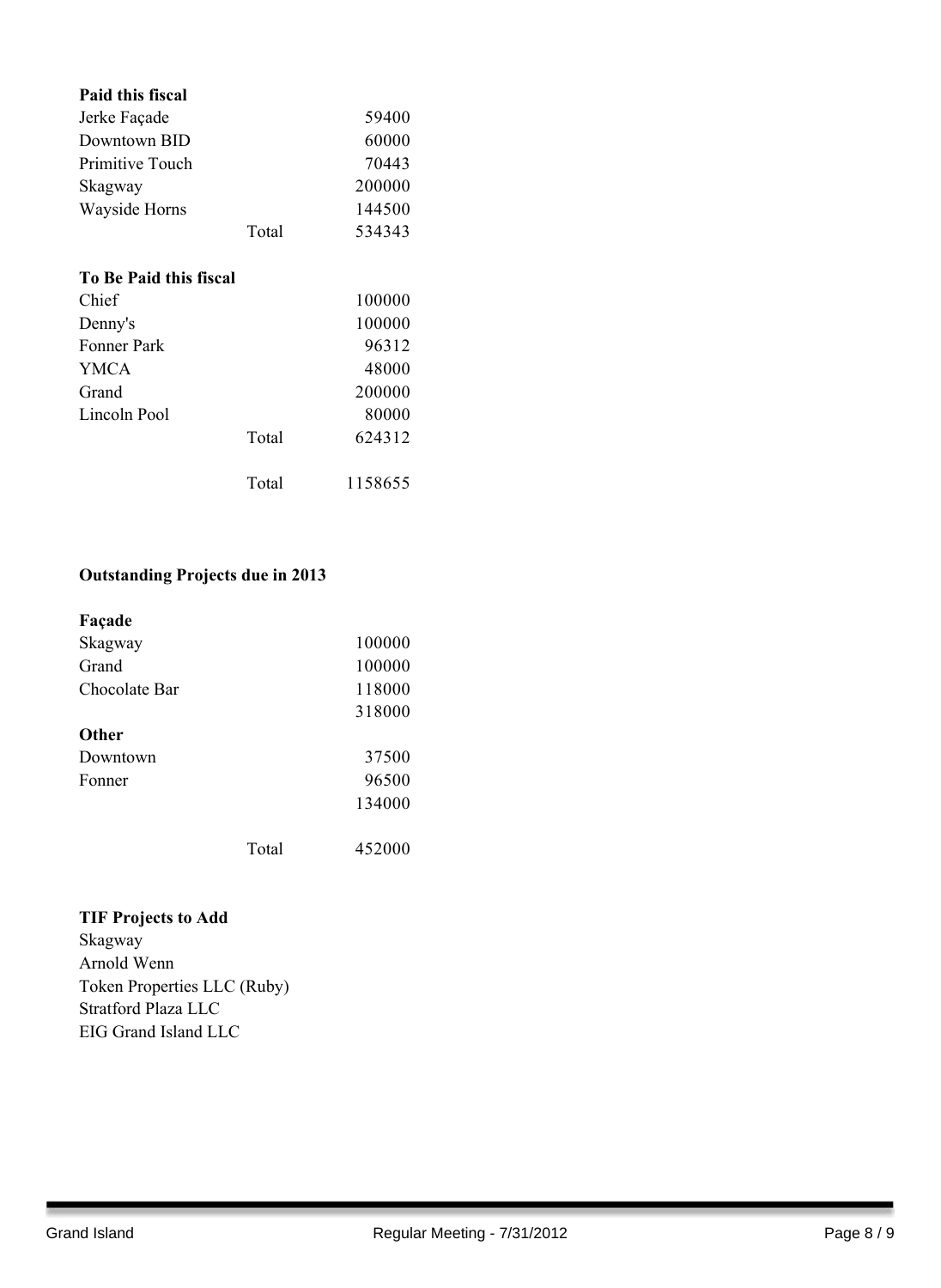**Paid this fiscal**

| | | |
|---|---|---|
| Jerke Façade | | 59400 |
| Downtown BID | | 60000 |
| Primitive Touch | | 70443 |
| Skagway | | 200000 |
| Wayside Horns | | 144500 |
| | Total | 534343 |

**To Be Paid this fiscal**

| | | |
|---|---|---|
| Chief | | 100000 |
| Denny's | | 100000 |
| Fonner Park | | 96312 |
| YMCA | | 48000 |
| Grand | | 200000 |
| Lincoln Pool | | 80000 |
| | Total | 624312 |
| | | |
| | Total | 1158655 |

**Outstanding Projects due in 2013**

| | | |
|---|---|---|
| **Façade** | | |
| Skagway | | 100000 |
| Grand | | 100000 |
| Chocolate Bar | | 118000 |
| | | 318000 |
| **Other** | | |
| Downtown | | 37500 |
| Fonner | | 96500 |
| | | 134000 |
| | | |
| | Total | 452000 |

**TIF Projects to Add**

Skagway
Arnold Wenn
Token Properties LLC (Ruby)
Stratford Plaza LLC
EIG Grand Island LLC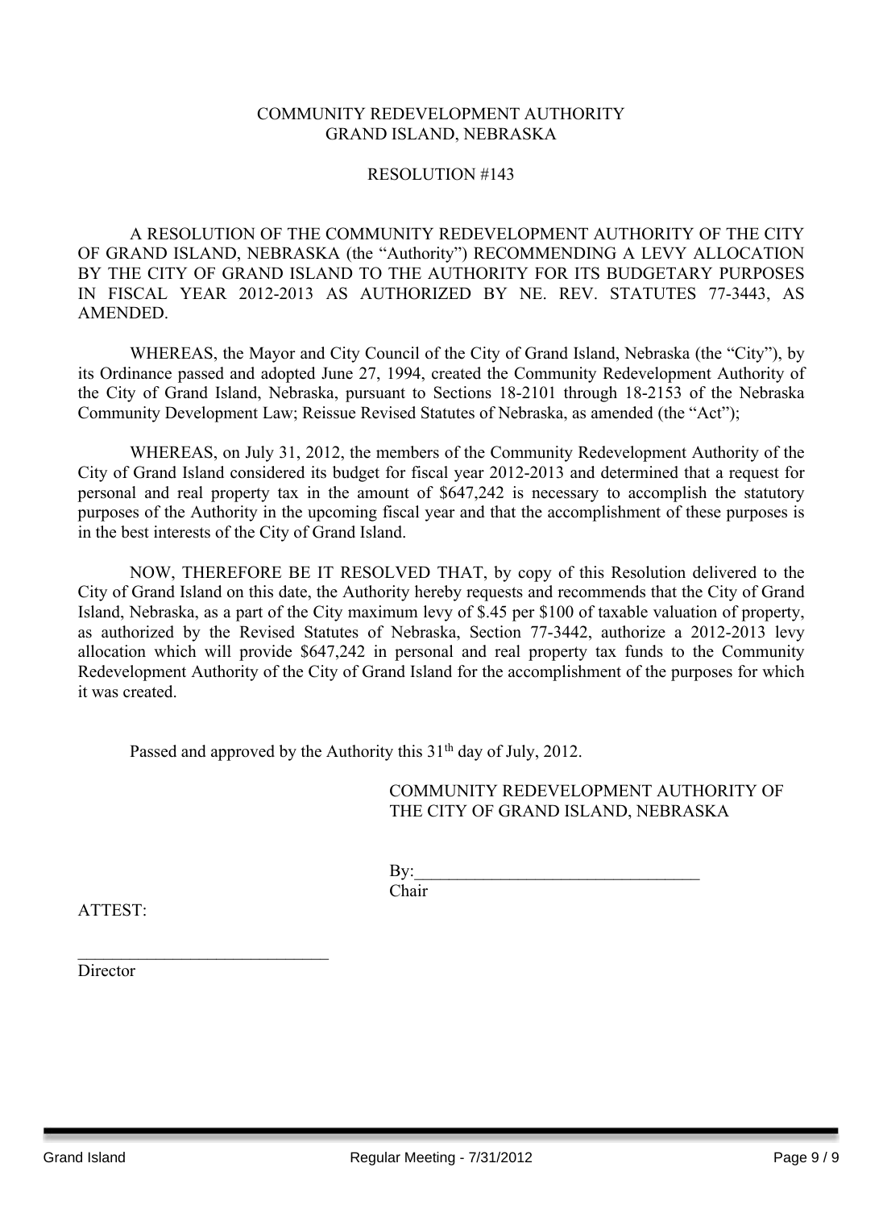# COMMUNITY REDEVELOPMENT AUTHORITY
# GRAND ISLAND, NEBRASKA

## RESOLUTION #143

A RESOLUTION OF THE COMMUNITY REDEVELOPMENT AUTHORITY OF THE CITY OF GRAND ISLAND, NEBRASKA (the "Authority") RECOMMENDING A LEVY ALLOCATION BY THE CITY OF GRAND ISLAND TO THE AUTHORITY FOR ITS BUDGETARY PURPOSES IN FISCAL YEAR 2012-2013 AS AUTHORIZED BY NE. REV. STATUTES 77-3443, AS AMENDED.

WHEREAS, the Mayor and City Council of the City of Grand Island, Nebraska (the "City"), by its Ordinance passed and adopted June 27, 1994, created the Community Redevelopment Authority of the City of Grand Island, Nebraska, pursuant to Sections 18-2101 through 18-2153 of the Nebraska Community Development Law; Reissue Revised Statutes of Nebraska, as amended (the "Act");

WHEREAS, on July 31, 2012, the members of the Community Redevelopment Authority of the City of Grand Island considered its budget for fiscal year 2012-2013 and determined that a request for personal and real property tax in the amount of $647,242 is necessary to accomplish the statutory purposes of the Authority in the upcoming fiscal year and that the accomplishment of these purposes is in the best interests of the City of Grand Island.

NOW, THEREFORE BE IT RESOLVED THAT, by copy of this Resolution delivered to the City of Grand Island on this date, the Authority hereby requests and recommends that the City of Grand Island, Nebraska, as a part of the City maximum levy of $.45 per $100 of taxable valuation of property, as authorized by the Revised Statutes of Nebraska, Section 77-3442, authorize a 2012-2013 levy allocation which will provide $647,242 in personal and real property tax funds to the Community Redevelopment Authority of the City of Grand Island for the accomplishment of the purposes for which it was created.

Passed and approved by the Authority this 31th day of July, 2012.

COMMUNITY REDEVELOPMENT AUTHORITY OF THE CITY OF GRAND ISLAND, NEBRASKA

By:________________________________
Chair

ATTEST:

____________________________
Director